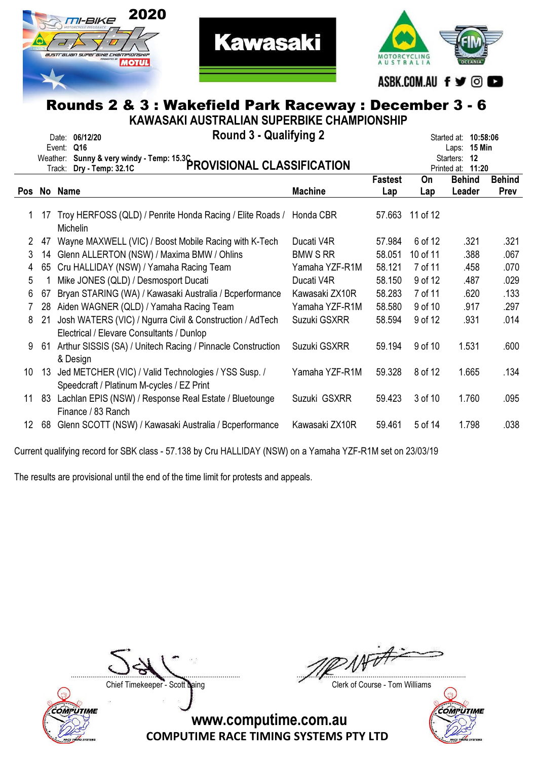# Rounds 2 & 3 : Wakefield Park Raceway : December 3 - 6

## KAWASAKI AUSTRALIAN SUPERBIKE CHAMPIONSHIP

### Round 3 - Qualifying 2

Date: **06/12/20**
Event: **Q16**
Weather: **Sunny & very windy - Temp: 15.3C**
Track: **Dry - Temp: 32.1C**

Started at: **10:58:06**
Laps: **15 Min**
Starters: **12**
Printed at: **11:20**

### PROVISIONAL CLASSIFICATION

| Pos | No | Name | Machine | Fastest Lap | On Lap | Behind Leader | Behind Prev |
|---|---|---|---|---|---|---|---|
| 1 | 17 | Troy HERFOSS (QLD) / Penrite Honda Racing / Elite Roads / Michelin | Honda CBR | 57.663 | 11 of 12 | | |
| 2 | 47 | Wayne MAXWELL (VIC) / Boost Mobile Racing with K-Tech | Ducati V4R | 57.984 | 6 of 12 | .321 | .321 |
| 3 | 14 | Glenn ALLERTON (NSW) / Maxima BMW / Ohlins | BMW S RR | 58.051 | 10 of 11 | .388 | .067 |
| 4 | 65 | Cru HALLIDAY (NSW) / Yamaha Racing Team | Yamaha YZF-R1M | 58.121 | 7 of 11 | .458 | .070 |
| 5 | 1 | Mike JONES (QLD) / Desmosport Ducati | Ducati V4R | 58.150 | 9 of 12 | .487 | .029 |
| 6 | 67 | Bryan STARING (WA) / Kawasaki Australia / Bcperformance | Kawasaki ZX10R | 58.283 | 7 of 11 | .620 | .133 |
| 7 | 28 | Aiden WAGNER (QLD) / Yamaha Racing Team | Yamaha YZF-R1M | 58.580 | 9 of 10 | .917 | .297 |
| 8 | 21 | Josh WATERS (VIC) / Ngurra Civil & Construction / AdTech Electrical / Elevare Consultants / Dunlop | Suzuki GSXRR | 58.594 | 9 of 12 | .931 | .014 |
| 9 | 61 | Arthur SISSIS (SA) / Unitech Racing / Pinnacle Construction & Design | Suzuki GSXRR | 59.194 | 9 of 10 | 1.531 | .600 |
| 10 | 13 | Jed METCHER (VIC) / Valid Technologies / YSS Susp. / Speedcraft / Platinum M-cycles / EZ Print | Yamaha YZF-R1M | 59.328 | 8 of 12 | 1.665 | .134 |
| 11 | 83 | Lachlan EPIS (NSW) / Response Real Estate / Bluetounge Finance / 83 Ranch | Suzuki GSXRR | 59.423 | 3 of 10 | 1.760 | .095 |
| 12 | 68 | Glenn SCOTT (NSW) / Kawasaki Australia / Bcperformance | Kawasaki ZX10R | 59.461 | 5 of 14 | 1.798 | .038 |

Current qualifying record for SBK class - 57.138 by Cru HALLIDAY (NSW) on a Yamaha YZF-R1M set on 23/03/19

The results are provisional until the end of the time limit for protests and appeals.

Chief Timekeeper - Scott Laing

Clerk of Course - Tom Williams

www.computime.com.au
COMPUTIME RACE TIMING SYSTEMS PTY LTD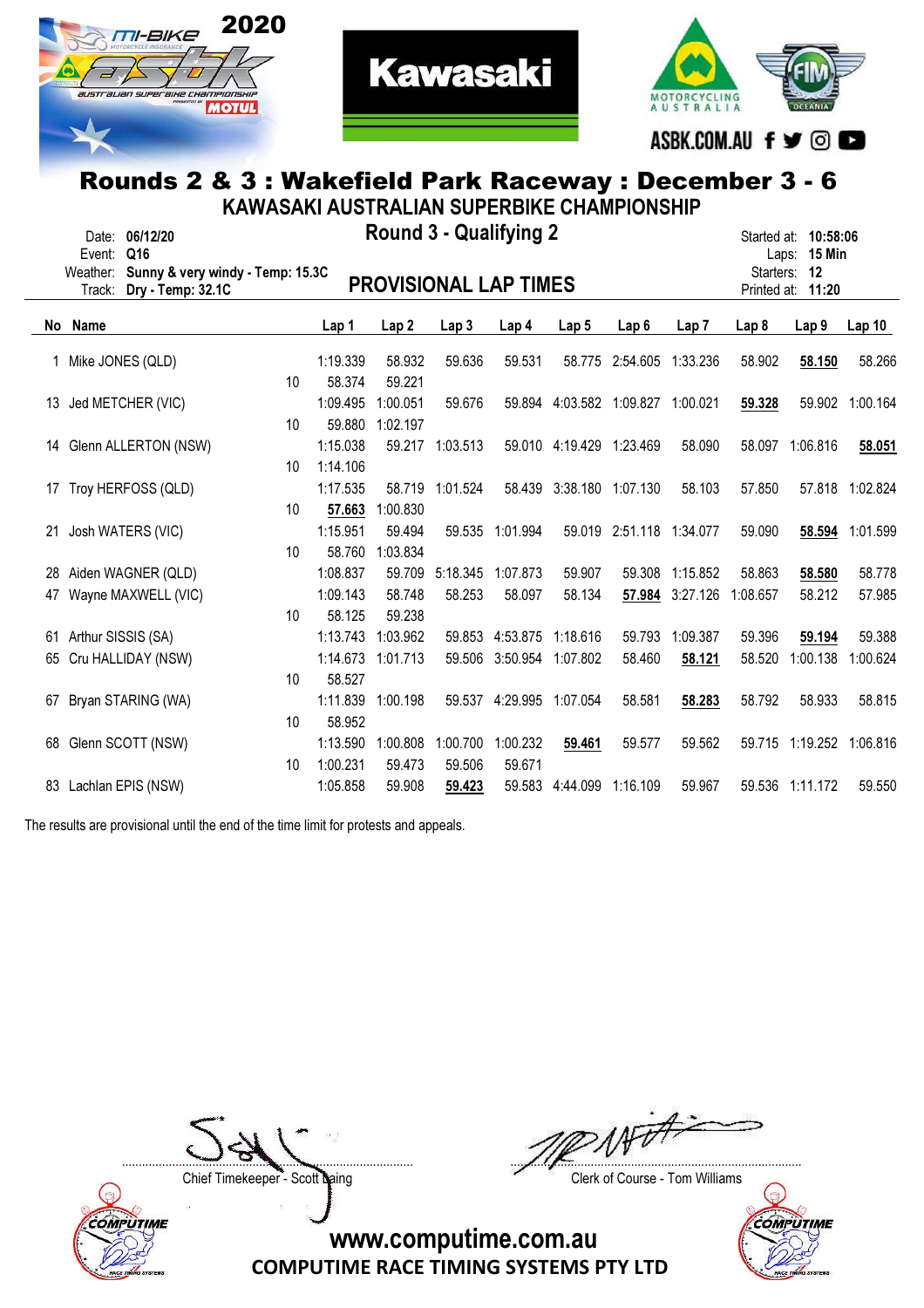# Rounds 2 & 3 : Wakefield Park Raceway : December 3 - 6

## KAWASAKI AUSTRALIAN SUPERBIKE CHAMPIONSHIP

## Round 3 - Qualifying 2

Date: **06/12/20**
Event: **Q16**
Weather: **Sunny & very windy - Temp: 15.3C**
Track: **Dry - Temp: 32.1C**

Started at: **10:58:06**
Laps: **15 Min**
Starters: **12**
Printed at: **11:20**

## PROVISIONAL LAP TIMES

| No | Name | | Lap 1 | Lap 2 | Lap 3 | Lap 4 | Lap 5 | Lap 6 | Lap 7 | Lap 8 | Lap 9 | Lap 10 |
|---|---|---|---|---|---|---|---|---|---|---|---|---|
| 1 | Mike JONES (QLD) | | 1:19.339 | 58.932 | 59.636 | 59.531 | 58.775 | 2:54.605 | 1:33.236 | 58.902 | **58.150** | 58.266 |
| | | 10 | 58.374 | 59.221 | | | | | | | | |
| 13 | Jed METCHER (VIC) | | 1:09.495 | 1:00.051 | 59.676 | 59.894 | 4:03.582 | 1:09.827 | 1:00.021 | **59.328** | 59.902 | 1:00.164 |
| | | 10 | 59.880 | 1:02.197 | | | | | | | | |
| 14 | Glenn ALLERTON (NSW) | | 1:15.038 | 59.217 | 1:03.513 | 59.010 | 4:19.429 | 1:23.469 | 58.090 | 58.097 | 1:06.816 | **58.051** |
| | | 10 | 1:14.106 | | | | | | | | | |
| 17 | Troy HERFOSS (QLD) | | 1:17.535 | 58.719 | 1:01.524 | 58.439 | 3:38.180 | 1:07.130 | 58.103 | 57.850 | 57.818 | 1:02.824 |
| | | 10 | **57.663** | 1:00.830 | | | | | | | | |
| 21 | Josh WATERS (VIC) | | 1:15.951 | 59.494 | 59.535 | 1:01.994 | 59.019 | 2:51.118 | 1:34.077 | 59.090 | **58.594** | 1:01.599 |
| | | 10 | 58.760 | 1:03.834 | | | | | | | | |
| 28 | Aiden WAGNER (QLD) | | 1:08.837 | 59.709 | 5:18.345 | 1:07.873 | 59.907 | 59.308 | 1:15.852 | 58.863 | **58.580** | 58.778 |
| 47 | Wayne MAXWELL (VIC) | | 1:09.143 | 58.748 | 58.253 | 58.097 | 58.134 | **57.984** | 3:27.126 | 1:08.657 | 58.212 | 57.985 |
| | | 10 | 58.125 | 59.238 | | | | | | | | |
| 61 | Arthur SISSIS (SA) | | 1:13.743 | 1:03.962 | 59.853 | 4:53.875 | 1:18.616 | 59.793 | 1:09.387 | 59.396 | **59.194** | 59.388 |
| 65 | Cru HALLIDAY (NSW) | | 1:14.673 | 1:01.713 | 59.506 | 3:50.954 | 1:07.802 | 58.460 | **58.121** | 58.520 | 1:00.138 | 1:00.624 |
| | | 10 | 58.527 | | | | | | | | | |
| 67 | Bryan STARING (WA) | | 1:11.839 | 1:00.198 | 59.537 | 4:29.995 | 1:07.054 | 58.581 | **58.283** | 58.792 | 58.933 | 58.815 |
| | | 10 | 58.952 | | | | | | | | | |
| 68 | Glenn SCOTT (NSW) | | 1:13.590 | 1:00.808 | 1:00.700 | 1:00.232 | **59.461** | 59.577 | 59.562 | 59.715 | 1:19.252 | 1:06.816 |
| | | 10 | 1:00.231 | 59.473 | 59.506 | 59.671 | | | | | | |
| 83 | Lachlan EPIS (NSW) | | 1:05.858 | 59.908 | **59.423** | 59.583 | 4:44.099 | 1:16.109 | 59.967 | 59.536 | 1:11.172 | 59.550 |

The results are provisional until the end of the time limit for protests and appeals.

Chief Timekeeper - Scott Laing

Clerk of Course - Tom Williams

www.computime.com.au
COMPUTIME RACE TIMING SYSTEMS PTY LTD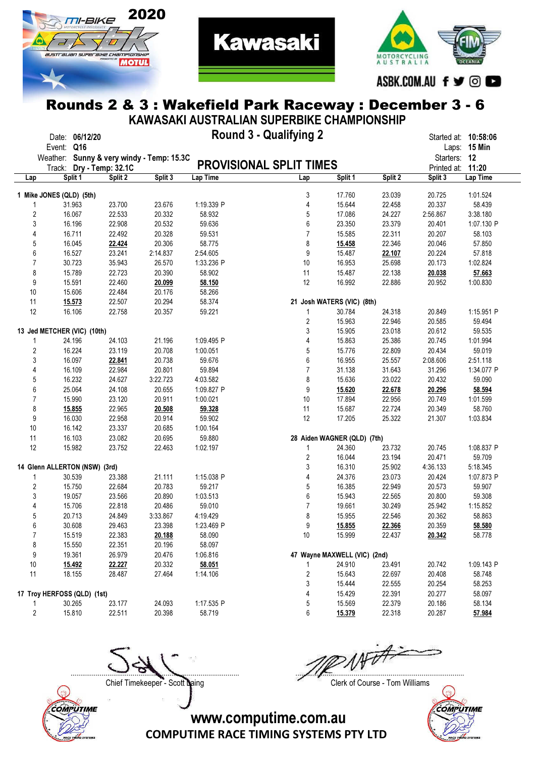# Rounds 2 & 3 : Wakefield Park Raceway : December 3 - 6

## KAWASAKI AUSTRALIAN SUPERBIKE CHAMPIONSHIP

## Round 3 - Qualifying 2

## PROVISIONAL SPLIT TIMES

Date: **06/12/20**
Event: **Q16**
Weather: **Sunny & very windy - Temp: 15.3C**
Track: **Dry - Temp: 32.1C**

Started at: **10:58:06**
Laps: **15 Min**
Starters: **12**
Printed at: **11:20**

### 1 Mike JONES (QLD) (5th)

| Lap | Split 1 | Split 2 | Split 3 | Lap Time |
|---|---|---|---|---|
| 1 | 31.963 | 23.700 | 23.676 | 1:19.339 P |
| 2 | 16.067 | 22.533 | 20.332 | 58.932 |
| 3 | 16.196 | 22.908 | 20.532 | 59.636 |
| 4 | 16.711 | 22.492 | 20.328 | 59.531 |
| 5 | 16.045 | **22.424** | 20.306 | 58.775 |
| 6 | 16.527 | 23.241 | 2:14.837 | 2:54.605 |
| 7 | 30.723 | 35.943 | 26.570 | 1:33.236 P |
| 8 | 15.789 | 22.723 | 20.390 | 58.902 |
| 9 | 15.591 | 22.460 | **20.099** | **58.150** |
| 10 | 15.606 | 22.484 | 20.176 | 58.266 |
| 11 | **15.573** | 22.507 | 20.294 | 58.374 |
| 12 | 16.106 | 22.758 | 20.357 | 59.221 |

### 13 Jed METCHER (VIC) (10th)

| Lap | Split 1 | Split 2 | Split 3 | Lap Time |
|---|---|---|---|---|
| 1 | 24.196 | 24.103 | 21.196 | 1:09.495 P |
| 2 | 16.224 | 23.119 | 20.708 | 1:00.051 |
| 3 | 16.097 | **22.841** | 20.738 | 59.676 |
| 4 | 16.109 | 22.984 | 20.801 | 59.894 |
| 5 | 16.232 | 24.627 | 3:22.723 | 4:03.582 |
| 6 | 25.064 | 24.108 | 20.655 | 1:09.827 P |
| 7 | 15.990 | 23.120 | 20.911 | 1:00.021 |
| 8 | **15.855** | 22.965 | **20.508** | **59.328** |
| 9 | 16.030 | 22.958 | 20.914 | 59.902 |
| 10 | 16.142 | 23.337 | 20.685 | 1:00.164 |
| 11 | 16.103 | 23.082 | 20.695 | 59.880 |
| 12 | 15.982 | 23.752 | 22.463 | 1:02.197 |

### 14 Glenn ALLERTON (NSW) (3rd)

| Lap | Split 1 | Split 2 | Split 3 | Lap Time |
|---|---|---|---|---|
| 1 | 30.539 | 23.388 | 21.111 | 1:15.038 P |
| 2 | 15.750 | 22.684 | 20.783 | 59.217 |
| 3 | 19.057 | 23.566 | 20.890 | 1:03.513 |
| 4 | 15.706 | 22.818 | 20.486 | 59.010 |
| 5 | 20.713 | 24.849 | 3:33.867 | 4:19.429 |
| 6 | 30.608 | 29.463 | 23.398 | 1:23.469 P |
| 7 | 15.519 | 22.383 | **20.188** | 58.090 |
| 8 | 15.550 | 22.351 | 20.196 | 58.097 |
| 9 | 19.361 | 26.979 | 20.476 | 1:06.816 |
| 10 | **15.492** | **22.227** | 20.332 | **58.051** |
| 11 | 18.155 | 28.487 | 27.464 | 1:14.106 |

### 17 Troy HERFOSS (QLD) (1st)

| Lap | Split 1 | Split 2 | Split 3 | Lap Time |
|---|---|---|---|---|
| 1 | 30.265 | 23.177 | 24.093 | 1:17.535 P |
| 2 | 15.810 | 22.511 | 20.398 | 58.719 |
| 3 | 17.760 | 23.039 | 20.725 | 1:01.524 |
| 4 | 15.644 | 22.458 | 20.337 | 58.439 |
| 5 | 17.086 | 24.227 | 2:56.867 | 3:38.180 |
| 6 | 23.350 | 23.379 | 20.401 | 1:07.130 P |
| 7 | 15.585 | 22.311 | 20.207 | 58.103 |
| 8 | **15.458** | 22.346 | 20.046 | 57.850 |
| 9 | 15.487 | **22.107** | 20.224 | 57.818 |
| 10 | 16.953 | 25.698 | 20.173 | 1:02.824 |
| 11 | 15.487 | 22.138 | **20.038** | **57.663** |
| 12 | 16.992 | 22.886 | 20.952 | 1:00.830 |

### 21 Josh WATERS (VIC) (8th)

| Lap | Split 1 | Split 2 | Split 3 | Lap Time |
|---|---|---|---|---|
| 1 | 30.784 | 24.318 | 20.849 | 1:15.951 P |
| 2 | 15.963 | 22.946 | 20.585 | 59.494 |
| 3 | 15.905 | 23.018 | 20.612 | 59.535 |
| 4 | 15.863 | 25.386 | 20.745 | 1:01.994 |
| 5 | 15.776 | 22.809 | 20.434 | 59.019 |
| 6 | 16.955 | 25.557 | 2:08.606 | 2:51.118 |
| 7 | 31.138 | 31.643 | 31.296 | 1:34.077 P |
| 8 | 15.636 | 23.022 | 20.432 | 59.090 |
| 9 | **15.620** | **22.678** | **20.296** | **58.594** |
| 10 | 17.894 | 22.956 | 20.749 | 1:01.599 |
| 11 | 15.687 | 22.724 | 20.349 | 58.760 |
| 12 | 17.205 | 25.322 | 21.307 | 1:03.834 |

### 28 Aiden WAGNER (QLD) (7th)

| Lap | Split 1 | Split 2 | Split 3 | Lap Time |
|---|---|---|---|---|
| 1 | 24.360 | 23.732 | 20.745 | 1:08.837 P |
| 2 | 16.044 | 23.194 | 20.471 | 59.709 |
| 3 | 16.310 | 25.902 | 4:36.133 | 5:18.345 |
| 4 | 24.376 | 23.073 | 20.424 | 1:07.873 P |
| 5 | 16.385 | 22.949 | 20.573 | 59.907 |
| 6 | 15.943 | 22.565 | 20.800 | 59.308 |
| 7 | 19.661 | 30.249 | 25.942 | 1:15.852 |
| 8 | 15.955 | 22.546 | 20.362 | 58.863 |
| 9 | **15.855** | **22.366** | 20.359 | **58.580** |
| 10 | 15.999 | 22.437 | **20.342** | 58.778 |

### 47 Wayne MAXWELL (VIC) (2nd)

| Lap | Split 1 | Split 2 | Split 3 | Lap Time |
|---|---|---|---|---|
| 1 | 24.910 | 23.491 | 20.742 | 1:09.143 P |
| 2 | 15.643 | 22.697 | 20.408 | 58.748 |
| 3 | 15.444 | 22.555 | 20.254 | 58.253 |
| 4 | 15.429 | 22.391 | 20.277 | 58.097 |
| 5 | 15.569 | 22.379 | 20.186 | 58.134 |
| 6 | **15.379** | 22.318 | 20.287 | **57.984** |

Chief Timekeeper - Scott Laing

Clerk of Course - Tom Williams

www.computime.com.au
COMPUTIME RACE TIMING SYSTEMS PTY LTD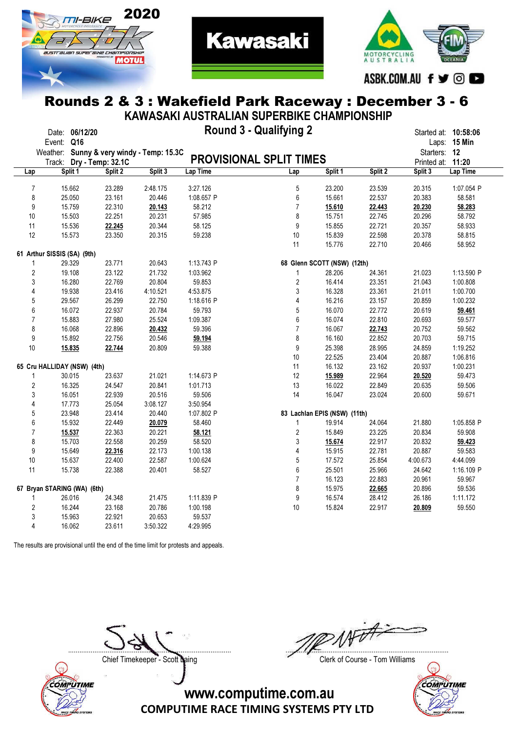# Rounds 2 & 3 : Wakefield Park Raceway : December 3 - 6

## KAWASAKI AUSTRALIAN SUPERBIKE CHAMPIONSHIP

### Round 3 - Qualifying 2

### PROVISIONAL SPLIT TIMES

Date: **06/12/20**
Event: **Q16**
Weather: **Sunny & very windy - Temp: 15.3C**
Track: **Dry - Temp: 32.1C**

Started at: **10:58:06**
Laps: **15 Min**
Starters: **12**
Printed at: **11:20**

| Lap | Split 1 | Split 2 | Split 3 | Lap Time |
|---|---|---|---|---|
| 7 | 15.662 | 23.289 | 2:48.175 | 3:27.126 |
| 8 | 25.050 | 23.161 | 20.446 | 1:08.657 P |
| 9 | 15.759 | 22.310 | **20.143** | 58.212 |
| 10 | 15.503 | 22.251 | 20.231 | 57.985 |
| 11 | 15.536 | **22.245** | 20.344 | 58.125 |
| 12 | 15.573 | 23.350 | 20.315 | 59.238 |

**61 Arthur SISSIS (SA) (9th)**

| Lap | Split 1 | Split 2 | Split 3 | Lap Time |
|---|---|---|---|---|
| 1 | 29.329 | 23.771 | 20.643 | 1:13.743 P |
| 2 | 19.108 | 23.122 | 21.732 | 1:03.962 |
| 3 | 16.280 | 22.769 | 20.804 | 59.853 |
| 4 | 19.938 | 23.416 | 4:10.521 | 4:53.875 |
| 5 | 29.567 | 26.299 | 22.750 | 1:18.616 P |
| 6 | 16.072 | 22.937 | 20.784 | 59.793 |
| 7 | 15.883 | 27.980 | 25.524 | 1:09.387 |
| 8 | 16.068 | 22.896 | **20.432** | 59.396 |
| 9 | 15.892 | 22.756 | 20.546 | **59.194** |
| 10 | **15.835** | **22.744** | 20.809 | 59.388 |

**65 Cru HALLIDAY (NSW) (4th)**

| Lap | Split 1 | Split 2 | Split 3 | Lap Time |
|---|---|---|---|---|
| 1 | 30.015 | 23.637 | 21.021 | 1:14.673 P |
| 2 | 16.325 | 24.547 | 20.841 | 1:01.713 |
| 3 | 16.051 | 22.939 | 20.516 | 59.506 |
| 4 | 17.773 | 25.054 | 3:08.127 | 3:50.954 |
| 5 | 23.948 | 23.414 | 20.440 | 1:07.802 P |
| 6 | 15.932 | 22.449 | **20.079** | 58.460 |
| 7 | **15.537** | 22.363 | 20.221 | **58.121** |
| 8 | 15.703 | 22.558 | 20.259 | 58.520 |
| 9 | 15.649 | **22.316** | 22.173 | 1:00.138 |
| 10 | 15.637 | 22.400 | 22.587 | 1:00.624 |
| 11 | 15.738 | 22.388 | 20.401 | 58.527 |

**67 Bryan STARING (WA) (6th)**

| Lap | Split 1 | Split 2 | Split 3 | Lap Time |
|---|---|---|---|---|
| 1 | 26.016 | 24.348 | 21.475 | 1:11.839 P |
| 2 | 16.244 | 23.168 | 20.786 | 1:00.198 |
| 3 | 15.963 | 22.921 | 20.653 | 59.537 |
| 4 | 16.062 | 23.611 | 3:50.322 | 4:29.995 |
| 5 | 23.200 | 23.539 | 20.315 | 1:07.054 P |
| 6 | 15.661 | 22.537 | 20.383 | 58.581 |
| 7 | **15.610** | **22.443** | **20.230** | **58.283** |
| 8 | 15.751 | 22.745 | 20.296 | 58.792 |
| 9 | 15.855 | 22.721 | 20.357 | 58.933 |
| 10 | 15.839 | 22.598 | 20.378 | 58.815 |
| 11 | 15.776 | 22.710 | 20.466 | 58.952 |

**68 Glenn SCOTT (NSW) (12th)**

| Lap | Split 1 | Split 2 | Split 3 | Lap Time |
|---|---|---|---|---|
| 1 | 28.206 | 24.361 | 21.023 | 1:13.590 P |
| 2 | 16.414 | 23.351 | 21.043 | 1:00.808 |
| 3 | 16.328 | 23.361 | 21.011 | 1:00.700 |
| 4 | 16.216 | 23.157 | 20.859 | 1:00.232 |
| 5 | 16.070 | 22.772 | 20.619 | **59.461** |
| 6 | 16.074 | 22.810 | 20.693 | 59.577 |
| 7 | 16.067 | **22.743** | 20.752 | 59.562 |
| 8 | 16.160 | 22.852 | 20.703 | 59.715 |
| 9 | 25.398 | 28.995 | 24.859 | 1:19.252 |
| 10 | 22.525 | 23.404 | 20.887 | 1:06.816 |
| 11 | 16.132 | 23.162 | 20.937 | 1:00.231 |
| 12 | **15.989** | 22.964 | **20.520** | 59.473 |
| 13 | 16.022 | 22.849 | 20.635 | 59.506 |
| 14 | 16.047 | 23.024 | 20.600 | 59.671 |

**83 Lachlan EPIS (NSW) (11th)**

| Lap | Split 1 | Split 2 | Split 3 | Lap Time |
|---|---|---|---|---|
| 1 | 19.914 | 24.064 | 21.880 | 1:05.858 P |
| 2 | 15.849 | 23.225 | 20.834 | 59.908 |
| 3 | **15.674** | 22.917 | 20.832 | **59.423** |
| 4 | 15.915 | 22.781 | 20.887 | 59.583 |
| 5 | 17.572 | 25.854 | 4:00.673 | 4:44.099 |
| 6 | 25.501 | 25.966 | 24.642 | 1:16.109 P |
| 7 | 16.123 | 22.883 | 20.961 | 59.967 |
| 8 | 15.975 | **22.665** | 20.896 | 59.536 |
| 9 | 16.574 | 28.412 | 26.186 | 1:11.172 |
| 10 | 15.824 | 22.917 | **20.809** | 59.550 |

The results are provisional until the end of the time limit for protests and appeals.

Chief Timekeeper - Scott Laing

Clerk of Course - Tom Williams

www.computime.com.au
COMPUTIME RACE TIMING SYSTEMS PTY LTD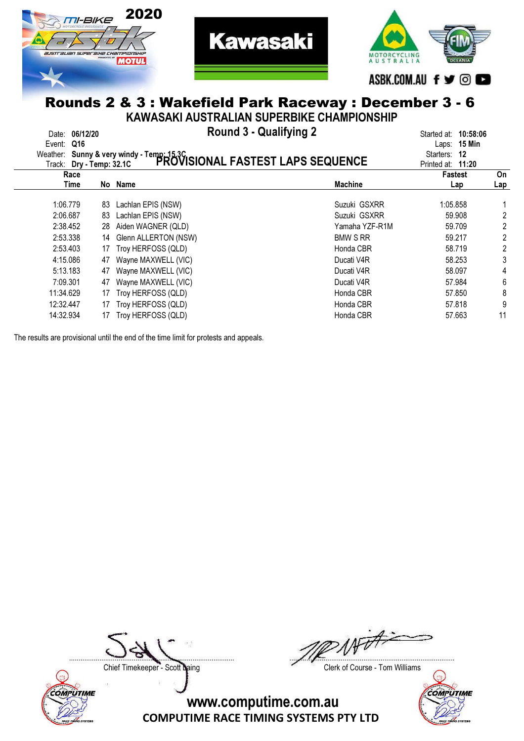2020

# Rounds 2 & 3 : Wakefield Park Raceway : December 3 - 6

## KAWASAKI AUSTRALIAN SUPERBIKE CHAMPIONSHIP

### Round 3 - Qualifying 2

Date: **06/12/20**
Event: **Q16**
Weather: **Sunny & very windy - Temp: 15.3C**
Track: **Dry - Temp: 32.1C**

Started at: **10:58:06**
Laps: **15 Min**
Starters: **12**
Printed at: **11:20**

### PROVISIONAL FASTEST LAPS SEQUENCE

| Race Time | No | Name | Machine | Fastest Lap | On Lap |
|---|---|---|---|---|---|
| 1:06.779 | 83 | Lachlan EPIS (NSW) | Suzuki GSXRR | 1:05.858 | 1 |
| 2:06.687 | 83 | Lachlan EPIS (NSW) | Suzuki GSXRR | 59.908 | 2 |
| 2:38.452 | 28 | Aiden WAGNER (QLD) | Yamaha YZF-R1M | 59.709 | 2 |
| 2:53.338 | 14 | Glenn ALLERTON (NSW) | BMW S RR | 59.217 | 2 |
| 2:53.403 | 17 | Troy HERFOSS (QLD) | Honda CBR | 58.719 | 2 |
| 4:15.086 | 47 | Wayne MAXWELL (VIC) | Ducati V4R | 58.253 | 3 |
| 5:13.183 | 47 | Wayne MAXWELL (VIC) | Ducati V4R | 58.097 | 4 |
| 7:09.301 | 47 | Wayne MAXWELL (VIC) | Ducati V4R | 57.984 | 6 |
| 11:34.629 | 17 | Troy HERFOSS (QLD) | Honda CBR | 57.850 | 8 |
| 12:32.447 | 17 | Troy HERFOSS (QLD) | Honda CBR | 57.818 | 9 |
| 14:32.934 | 17 | Troy HERFOSS (QLD) | Honda CBR | 57.663 | 11 |

The results are provisional until the end of the time limit for protests and appeals.

Chief Timekeeper - Scott Laing

Clerk of Course - Tom Williams

www.computime.com.au
COMPUTIME RACE TIMING SYSTEMS PTY LTD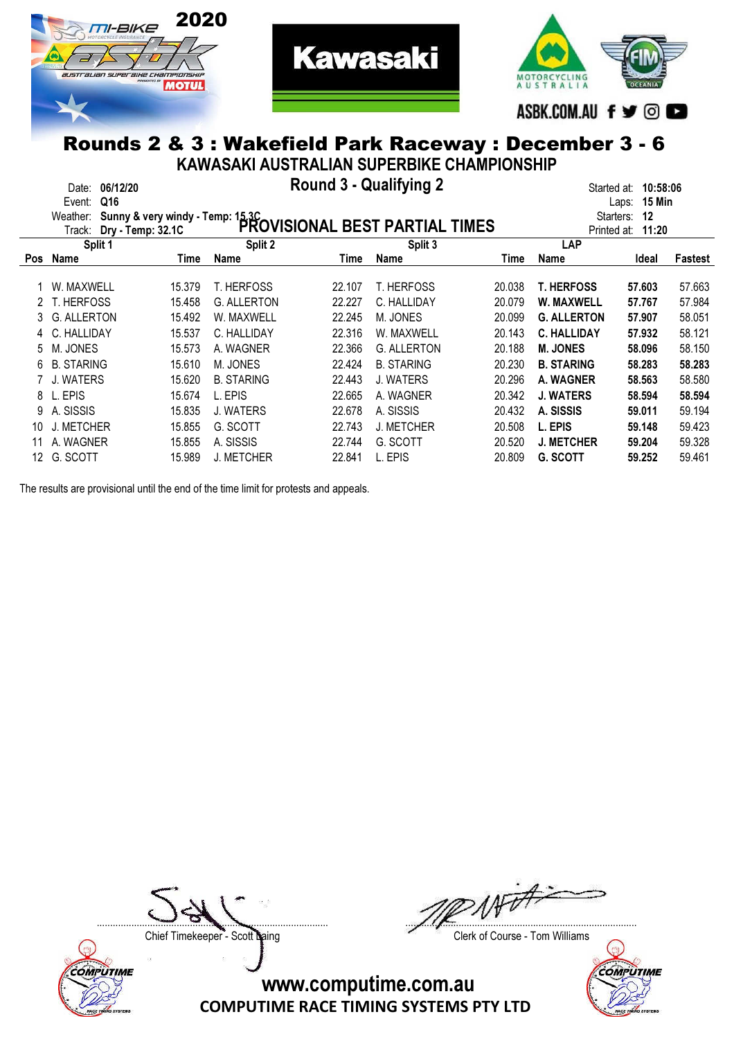# Rounds 2 & 3 : Wakefield Park Raceway : December 3 - 6

## KAWASAKI AUSTRALIAN SUPERBIKE CHAMPIONSHIP

## Round 3 - Qualifying 2

Date: 06/12/20
Event: Q16
Weather: Sunny & very windy - Temp: 15.3C
Track: Dry - Temp: 32.1C

Started at: 10:58:06
Laps: 15 Min
Starters: 12
Printed at: 11:20

## PROVISIONAL BEST PARTIAL TIMES

| Pos | Split 1 Name | Time | Split 2 Name | Time | Split 3 Name | Time | LAP Name | Ideal | Fastest |
|---|---|---|---|---|---|---|---|---|---|
| 1 | W. MAXWELL | 15.379 | T. HERFOSS | 22.107 | T. HERFOSS | 20.038 | **T. HERFOSS** | **57.603** | 57.663 |
| 2 | T. HERFOSS | 15.458 | G. ALLERTON | 22.227 | C. HALLIDAY | 20.079 | **W. MAXWELL** | **57.767** | 57.984 |
| 3 | G. ALLERTON | 15.492 | W. MAXWELL | 22.245 | M. JONES | 20.099 | **G. ALLERTON** | **57.907** | 58.051 |
| 4 | C. HALLIDAY | 15.537 | C. HALLIDAY | 22.316 | W. MAXWELL | 20.143 | **C. HALLIDAY** | **57.932** | 58.121 |
| 5 | M. JONES | 15.573 | A. WAGNER | 22.366 | G. ALLERTON | 20.188 | **M. JONES** | **58.096** | 58.150 |
| 6 | B. STARING | 15.610 | M. JONES | 22.424 | B. STARING | 20.230 | **B. STARING** | **58.283** | **58.283** |
| 7 | J. WATERS | 15.620 | B. STARING | 22.443 | J. WATERS | 20.296 | **A. WAGNER** | **58.563** | 58.580 |
| 8 | L. EPIS | 15.674 | L. EPIS | 22.665 | A. WAGNER | 20.342 | **J. WATERS** | **58.594** | **58.594** |
| 9 | A. SISSIS | 15.835 | J. WATERS | 22.678 | A. SISSIS | 20.432 | **A. SISSIS** | **59.011** | 59.194 |
| 10 | J. METCHER | 15.855 | G. SCOTT | 22.743 | J. METCHER | 20.508 | **L. EPIS** | **59.148** | 59.423 |
| 11 | A. WAGNER | 15.855 | A. SISSIS | 22.744 | G. SCOTT | 20.520 | **J. METCHER** | **59.204** | 59.328 |
| 12 | G. SCOTT | 15.989 | J. METCHER | 22.841 | L. EPIS | 20.809 | **G. SCOTT** | **59.252** | 59.461 |

The results are provisional until the end of the time limit for protests and appeals.

Chief Timekeeper - Scott Laing

Clerk of Course - Tom Williams

www.computime.com.au
COMPUTIME RACE TIMING SYSTEMS PTY LTD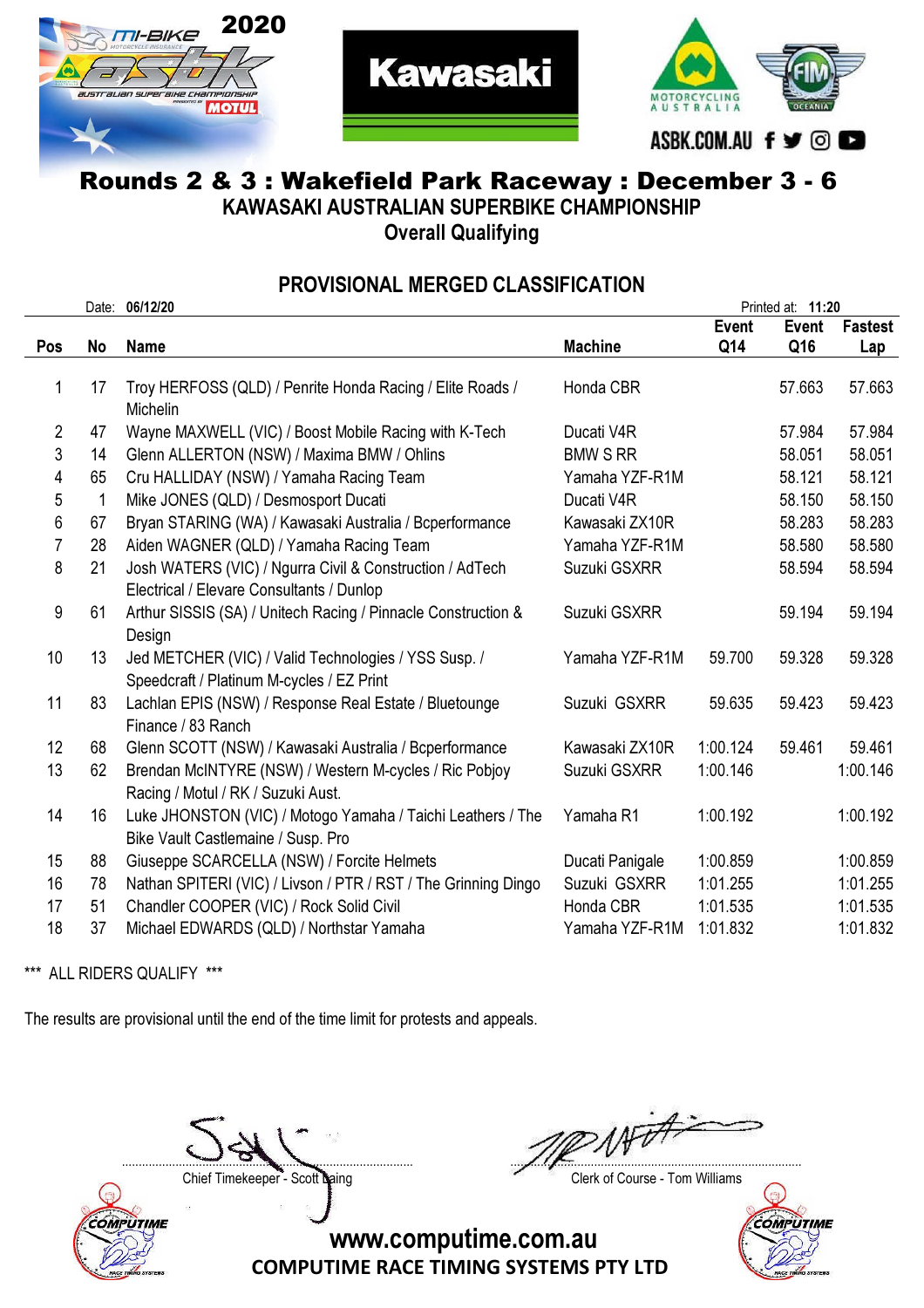2020 mi-BIKE ASBK AUSTRALIAN SUPERBIKE CHAMPIONSHIP MOTUL

Kawasaki

MOTORCYCLING AUSTRALIA — FIM OCEANIA

ASBK.COM.AU

# Rounds 2 & 3 : Wakefield Park Raceway : December 3 - 6

## KAWASAKI AUSTRALIAN SUPERBIKE CHAMPIONSHIP

## Overall Qualifying

### PROVISIONAL MERGED CLASSIFICATION

Date: **06/12/20** Printed at: **11:20**

| Pos | No | Name | Machine | Event Q14 | Event Q16 | Fastest Lap |
|---|---|---|---|---|---|---|
| 1 | 17 | Troy HERFOSS (QLD) / Penrite Honda Racing / Elite Roads / Michelin | Honda CBR | | 57.663 | 57.663 |
| 2 | 47 | Wayne MAXWELL (VIC) / Boost Mobile Racing with K-Tech | Ducati V4R | | 57.984 | 57.984 |
| 3 | 14 | Glenn ALLERTON (NSW) / Maxima BMW / Ohlins | BMW S RR | | 58.051 | 58.051 |
| 4 | 65 | Cru HALLIDAY (NSW) / Yamaha Racing Team | Yamaha YZF-R1M | | 58.121 | 58.121 |
| 5 | 1 | Mike JONES (QLD) / Desmosport Ducati | Ducati V4R | | 58.150 | 58.150 |
| 6 | 67 | Bryan STARING (WA) / Kawasaki Australia / Bcperformance | Kawasaki ZX10R | | 58.283 | 58.283 |
| 7 | 28 | Aiden WAGNER (QLD) / Yamaha Racing Team | Yamaha YZF-R1M | | 58.580 | 58.580 |
| 8 | 21 | Josh WATERS (VIC) / Ngurra Civil & Construction / AdTech Electrical / Elevare Consultants / Dunlop | Suzuki GSXRR | | 58.594 | 58.594 |
| 9 | 61 | Arthur SISSIS (SA) / Unitech Racing / Pinnacle Construction & Design | Suzuki GSXRR | | 59.194 | 59.194 |
| 10 | 13 | Jed METCHER (VIC) / Valid Technologies / YSS Susp. / Speedcraft / Platinum M-cycles / EZ Print | Yamaha YZF-R1M | 59.700 | 59.328 | 59.328 |
| 11 | 83 | Lachlan EPIS (NSW) / Response Real Estate / Bluetounge Finance / 83 Ranch | Suzuki GSXRR | 59.635 | 59.423 | 59.423 |
| 12 | 68 | Glenn SCOTT (NSW) / Kawasaki Australia / Bcperformance | Kawasaki ZX10R | 1:00.124 | 59.461 | 59.461 |
| 13 | 62 | Brendan McINTYRE (NSW) / Western M-cycles / Ric Pobjoy Racing / Motul / RK / Suzuki Aust. | Suzuki GSXRR | 1:00.146 | | 1:00.146 |
| 14 | 16 | Luke JHONSTON (VIC) / Motogo Yamaha / Taichi Leathers / The Bike Vault Castlemaine / Susp. Pro | Yamaha R1 | 1:00.192 | | 1:00.192 |
| 15 | 88 | Giuseppe SCARCELLA (NSW) / Forcite Helmets | Ducati Panigale | 1:00.859 | | 1:00.859 |
| 16 | 78 | Nathan SPITERI (VIC) / Livson / PTR / RST / The Grinning Dingo | Suzuki GSXRR | 1:01.255 | | 1:01.255 |
| 17 | 51 | Chandler COOPER (VIC) / Rock Solid Civil | Honda CBR | 1:01.535 | | 1:01.535 |
| 18 | 37 | Michael EDWARDS (QLD) / Northstar Yamaha | Yamaha YZF-R1M | 1:01.832 | | 1:01.832 |

*** ALL RIDERS QUALIFY ***

The results are provisional until the end of the time limit for protests and appeals.

Chief Timekeeper - Scott Laing

Clerk of Course - Tom Williams

www.computime.com.au

COMPUTIME RACE TIMING SYSTEMS PTY LTD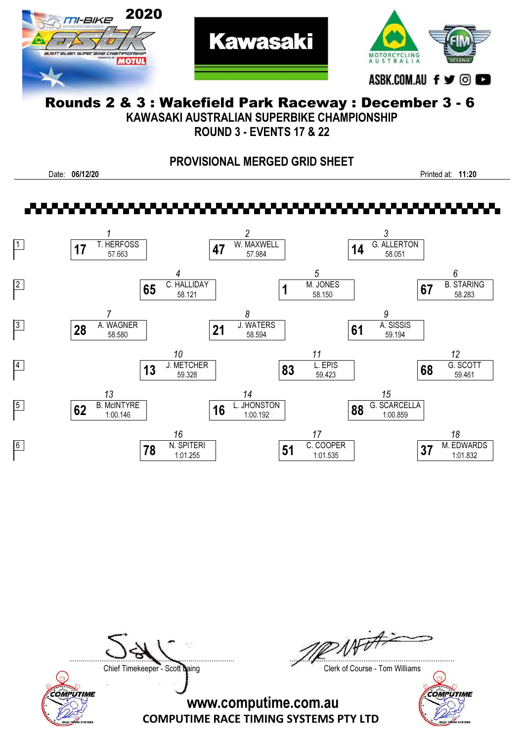# Rounds 2 & 3 : Wakefield Park Raceway : December 3 - 6

## KAWASAKI AUSTRALIAN SUPERBIKE CHAMPIONSHIP

## ROUND 3 - EVENTS 17 & 22

### PROVISIONAL MERGED GRID SHEET

Date: **06/12/20** Printed at: **11:20**

| Row | Position | No. | Rider | Time |
|---|---|---|---|---|
| 1 | 1 | 17 | T. HERFOSS | 57.663 |
| 1 | 2 | 47 | W. MAXWELL | 57.984 |
| 1 | 3 | 14 | G. ALLERTON | 58.051 |
| 2 | 4 | 65 | C. HALLIDAY | 58.121 |
| 2 | 5 | 1 | M. JONES | 58.150 |
| 2 | 6 | 67 | B. STARING | 58.283 |
| 3 | 7 | 28 | A. WAGNER | 58.580 |
| 3 | 8 | 21 | J. WATERS | 58.594 |
| 3 | 9 | 61 | A. SISSIS | 59.194 |
| 4 | 10 | 13 | J. METCHER | 59.328 |
| 4 | 11 | 83 | L. EPIS | 59.423 |
| 4 | 12 | 68 | G. SCOTT | 59.461 |
| 5 | 13 | 62 | B. McINTYRE | 1:00.146 |
| 5 | 14 | 16 | L. JHONSTON | 1:00.192 |
| 5 | 15 | 88 | G. SCARCELLA | 1:00.859 |
| 6 | 16 | 78 | N. SPITERI | 1:01.255 |
| 6 | 17 | 51 | C. COOPER | 1:01.535 |
| 6 | 18 | 37 | M. EDWARDS | 1:01.832 |

Chief Timekeeper - Scott Laing

Clerk of Course - Tom Williams

**www.computime.com.au**

**COMPUTIME RACE TIMING SYSTEMS PTY LTD**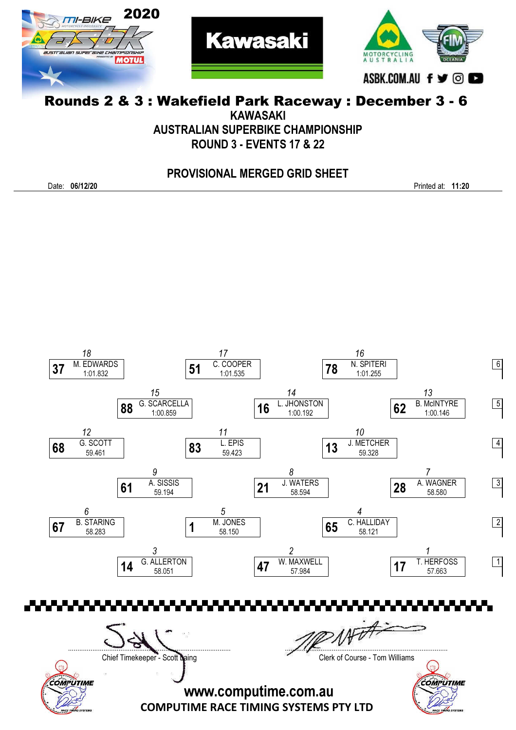# Rounds 2 & 3 : Wakefield Park Raceway : December 3 - 6

**KAWASAKI**

**AUSTRALIAN SUPERBIKE CHAMPIONSHIP**

**ROUND 3 - EVENTS 17 & 22**

## PROVISIONAL MERGED GRID SHEET

Date: **06/12/20** — Printed at: **11:20**

| Row | Position | No. | Rider | Time |
|---|---|---|---|---|
| 1 | 1 | 17 | T. HERFOSS | 57.663 |
| 1 | 2 | 47 | W. MAXWELL | 57.984 |
| 1 | 3 | 14 | G. ALLERTON | 58.051 |
| 2 | 4 | 65 | C. HALLIDAY | 58.121 |
| 2 | 5 | 1 | M. JONES | 58.150 |
| 2 | 6 | 67 | B. STARING | 58.283 |
| 3 | 7 | 28 | A. WAGNER | 58.580 |
| 3 | 8 | 21 | J. WATERS | 58.594 |
| 3 | 9 | 61 | A. SISSIS | 59.194 |
| 4 | 10 | 13 | J. METCHER | 59.328 |
| 4 | 11 | 83 | L. EPIS | 59.423 |
| 4 | 12 | 68 | G. SCOTT | 59.461 |
| 5 | 13 | 62 | B. McINTYRE | 1:00.146 |
| 5 | 14 | 16 | L. JHONSTON | 1:00.192 |
| 5 | 15 | 88 | G. SCARCELLA | 1:00.859 |
| 6 | 16 | 78 | N. SPITERI | 1:01.255 |
| 6 | 17 | 51 | C. COOPER | 1:01.535 |
| 6 | 18 | 37 | M. EDWARDS | 1:01.832 |

Chief Timekeeper - Scott Laing

Clerk of Course - Tom Williams

www.computime.com.au

COMPUTIME RACE TIMING SYSTEMS PTY LTD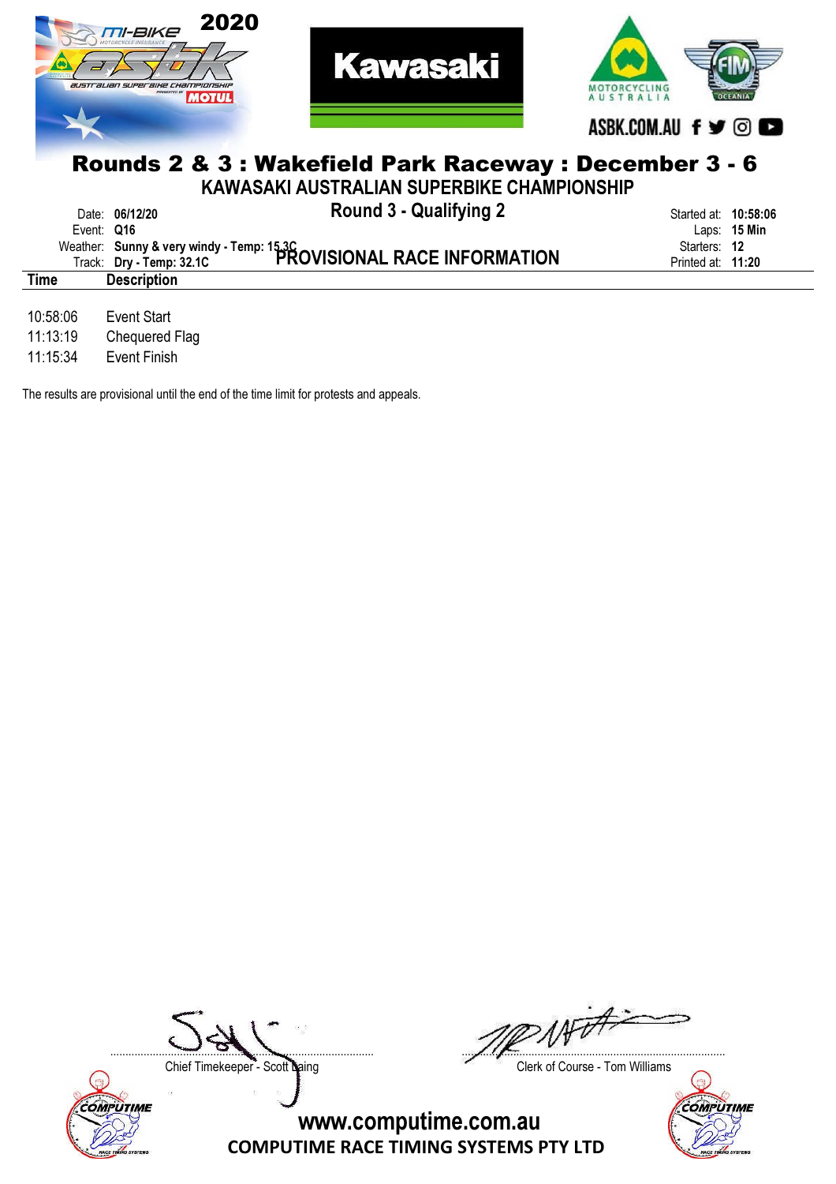# Rounds 2 & 3 : Wakefield Park Raceway : December 3 - 6

## KAWASAKI AUSTRALIAN SUPERBIKE CHAMPIONSHIP

### Round 3 - Qualifying 2

Date: **06/12/20**
Event: **Q16**
Weather: **Sunny & very windy - Temp: 15.3C**
Track: **Dry - Temp: 32.1C**

**PROVISIONAL RACE INFORMATION**

Started at: **10:58:06**
Laps: **15 Min**
Starters: **12**
Printed at: **11:20**

| Time | Description |
| --- | --- |
| 10:58:06 | Event Start |
| 11:13:19 | Chequered Flag |
| 11:15:34 | Event Finish |

The results are provisional until the end of the time limit for protests and appeals.

Chief Timekeeper - Scott Laing

Clerk of Course - Tom Williams

www.computime.com.au

COMPUTIME RACE TIMING SYSTEMS PTY LTD